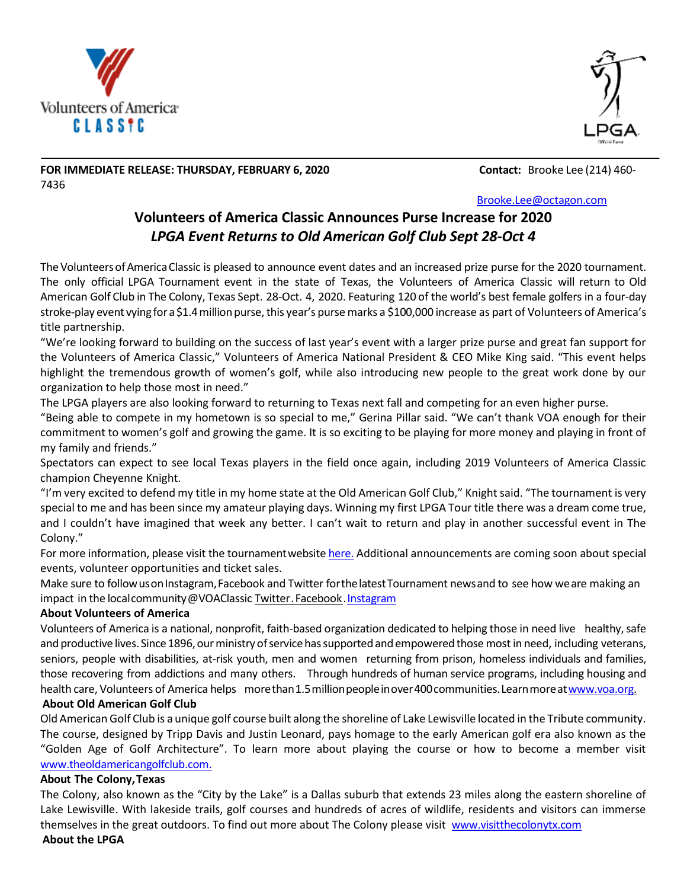Volunteers of America CLASSIC

LPGA

**FOR IMMEDIATE RELEASE: THURSDAY, FEBRUARY 6, 2020** **Contact:** Brooke Lee (214) 460-7436

Brooke.Lee@octagon.com

## Volunteers of America Classic Announces Purse Increase for 2020

### *LPGA Event Returns to Old American Golf Club Sept 28-Oct 4*

The Volunteers of America Classic is pleased to announce event dates and an increased prize purse for the 2020 tournament. The only official LPGA Tournament event in the state of Texas, the Volunteers of America Classic will return to Old American Golf Club in The Colony, Texas Sept. 28-Oct. 4, 2020. Featuring 120 of the world's best female golfers in a four-day stroke-play event vying for a $1.4 million purse, this year's purse marks a $100,000 increase as part of Volunteers of America's title partnership.

"We're looking forward to building on the success of last year's event with a larger prize purse and great fan support for the Volunteers of America Classic," Volunteers of America National President & CEO Mike King said. "This event helps highlight the tremendous growth of women's golf, while also introducing new people to the great work done by our organization to help those most in need."

The LPGA players are also looking forward to returning to Texas next fall and competing for an even higher purse.

"Being able to compete in my hometown is so special to me," Gerina Pillar said. "We can't thank VOA enough for their commitment to women's golf and growing the game. It is so exciting to be playing for more money and playing in front of my family and friends."

Spectators can expect to see local Texas players in the field once again, including 2019 Volunteers of America Classic champion Cheyenne Knight.

"I'm very excited to defend my title in my home state at the Old American Golf Club," Knight said. "The tournament is very special to me and has been since my amateur playing days. Winning my first LPGA Tour title there was a dream come true, and I couldn't have imagined that week any better. I can't wait to return and play in another successful event in The Colony."

For more information, please visit the tournament website here. Additional announcements are coming soon about special events, volunteer opportunities and ticket sales.

Make sure to follow us on Instagram, Facebook and Twitter for the latest Tournament news and to see how we are making an impact in the local community @VOAClassic Twitter. Facebook. Instagram

**About Volunteers of America**

Volunteers of America is a national, nonprofit, faith-based organization dedicated to helping those in need live healthy, safe and productive lives. Since 1896, our ministry of service has supported and empowered those most in need, including veterans, seniors, people with disabilities, at-risk youth, men and women returning from prison, homeless individuals and families, those recovering from addictions and many others. Through hundreds of human service programs, including housing and health care, Volunteers of America helps more than 1.5 million people in over 400 communities. Learn more at www.voa.org.

**About Old American Golf Club**

Old American Golf Club is a unique golf course built along the shoreline of Lake Lewisville located in the Tribute community. The course, designed by Tripp Davis and Justin Leonard, pays homage to the early American golf era also known as the "Golden Age of Golf Architecture". To learn more about playing the course or how to become a member visit www.theoldamericangolfclub.com.

**About The Colony, Texas**

The Colony, also known as the "City by the Lake" is a Dallas suburb that extends 23 miles along the eastern shoreline of Lake Lewisville. With lakeside trails, golf courses and hundreds of acres of wildlife, residents and visitors can immerse themselves in the great outdoors. To find out more about The Colony please visit www.visitthecolonytx.com

**About the LPGA**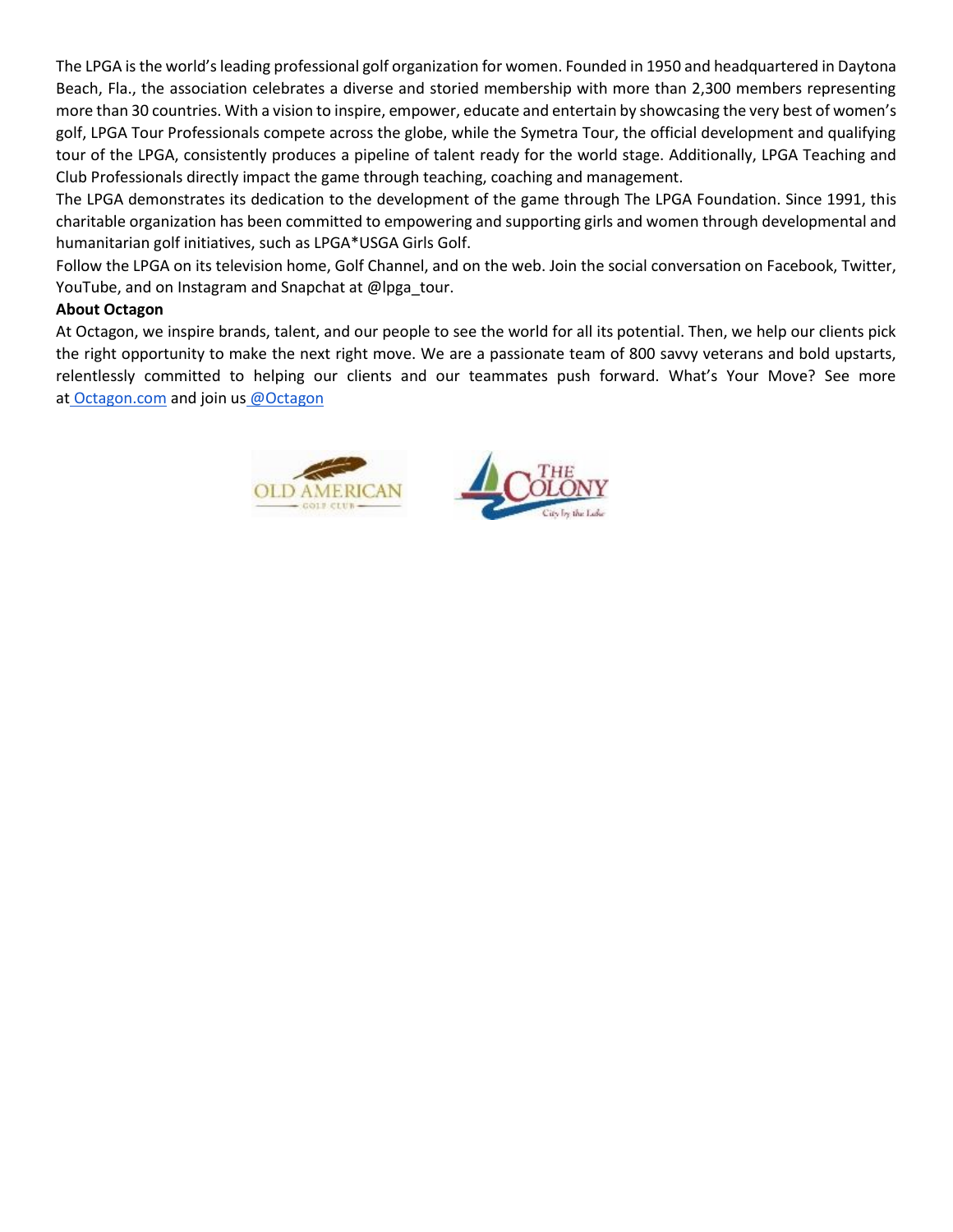The LPGA is the world's leading professional golf organization for women. Founded in 1950 and headquartered in Daytona Beach, Fla., the association celebrates a diverse and storied membership with more than 2,300 members representing more than 30 countries. With a vision to inspire, empower, educate and entertain by showcasing the very best of women's golf, LPGA Tour Professionals compete across the globe, while the Symetra Tour, the official development and qualifying tour of the LPGA, consistently produces a pipeline of talent ready for the world stage. Additionally, LPGA Teaching and Club Professionals directly impact the game through teaching, coaching and management.

The LPGA demonstrates its dedication to the development of the game through The LPGA Foundation. Since 1991, this charitable organization has been committed to empowering and supporting girls and women through developmental and humanitarian golf initiatives, such as LPGA*USGA Girls Golf.

Follow the LPGA on its television home, Golf Channel, and on the web. Join the social conversation on Facebook, Twitter, YouTube, and on Instagram and Snapchat at @lpga_tour.

**About Octagon**

At Octagon, we inspire brands, talent, and our people to see the world for all its potential. Then, we help our clients pick the right opportunity to make the next right move. We are a passionate team of 800 savvy veterans and bold upstarts, relentlessly committed to helping our clients and our teammates push forward. What's Your Move? See more at Octagon.com and join us @Octagon

OLD AMERICAN GOLF CLUB

THE COLONY City by the Lake